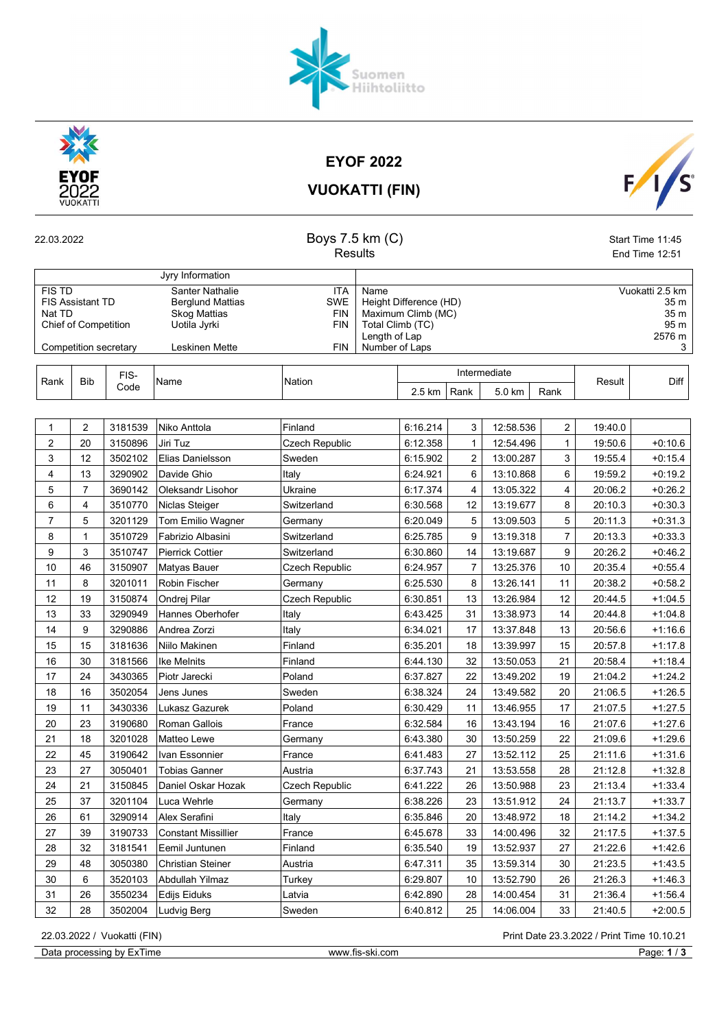# EYOF 2022

## VUOKATTI (FIN)

22.03.2022

### Boys 7.5 km (C)

Results

Start Time 11:45
End Time 12:51

| Jyry Information | | | | |
|---|---|---|---|---|
| FIS TD | Santer Nathalie | ITA | Name | Vuokatti 2.5 km |
| FIS Assistant TD | Berglund Mattias | SWE | Height Difference (HD) | 35 m |
| Nat TD | Skog Mattias | FIN | Maximum Climb (MC) | 35 m |
| Chief of Competition | Uotila Jyrki | FIN | Total Climb (TC) | 95 m |
| | | | Length of Lap | 2576 m |
| Competition secretary | Leskinen Mette | FIN | Number of Laps | 3 |

| Rank | Bib | FIS-Code | Name | Nation | Intermediate 2.5 km | Rank | Intermediate 5.0 km | Rank | Result | Diff |
|---|---|---|---|---|---|---|---|---|---|---|
| 1 | 2 | 3181539 | Niko Anttola | Finland | 6:16.214 | 3 | 12:58.536 | 2 | 19:40.0 | |
| 2 | 20 | 3150896 | Jiri Tuz | Czech Republic | 6:12.358 | 1 | 12:54.496 | 1 | 19:50.6 | +0:10.6 |
| 3 | 12 | 3502102 | Elias Danielsson | Sweden | 6:15.902 | 2 | 13:00.287 | 3 | 19:55.4 | +0:15.4 |
| 4 | 13 | 3290902 | Davide Ghio | Italy | 6:24.921 | 6 | 13:10.868 | 6 | 19:59.2 | +0:19.2 |
| 5 | 7 | 3690142 | Oleksandr Lisohor | Ukraine | 6:17.374 | 4 | 13:05.322 | 4 | 20:06.2 | +0:26.2 |
| 6 | 4 | 3510770 | Niclas Steiger | Switzerland | 6:30.568 | 12 | 13:19.677 | 8 | 20:10.3 | +0:30.3 |
| 7 | 5 | 3201129 | Tom Emilio Wagner | Germany | 6:20.049 | 5 | 13:09.503 | 5 | 20:11.3 | +0:31.3 |
| 8 | 1 | 3510729 | Fabrizio Albasini | Switzerland | 6:25.785 | 9 | 13:19.318 | 7 | 20:13.3 | +0:33.3 |
| 9 | 3 | 3510747 | Pierrick Cottier | Switzerland | 6:30.860 | 14 | 13:19.687 | 9 | 20:26.2 | +0:46.2 |
| 10 | 46 | 3150907 | Matyas Bauer | Czech Republic | 6:24.957 | 7 | 13:25.376 | 10 | 20:35.4 | +0:55.4 |
| 11 | 8 | 3201011 | Robin Fischer | Germany | 6:25.530 | 8 | 13:26.141 | 11 | 20:38.2 | +0:58.2 |
| 12 | 19 | 3150874 | Ondrej Pilar | Czech Republic | 6:30.851 | 13 | 13:26.984 | 12 | 20:44.5 | +1:04.5 |
| 13 | 33 | 3290949 | Hannes Oberhofer | Italy | 6:43.425 | 31 | 13:38.973 | 14 | 20:44.8 | +1:04.8 |
| 14 | 9 | 3290886 | Andrea Zorzi | Italy | 6:34.021 | 17 | 13:37.848 | 13 | 20:56.6 | +1:16.6 |
| 15 | 15 | 3181636 | Niilo Makinen | Finland | 6:35.201 | 18 | 13:39.997 | 15 | 20:57.8 | +1:17.8 |
| 16 | 30 | 3181566 | Ike Melnits | Finland | 6:44.130 | 32 | 13:50.053 | 21 | 20:58.4 | +1:18.4 |
| 17 | 24 | 3430365 | Piotr Jarecki | Poland | 6:37.827 | 22 | 13:49.202 | 19 | 21:04.2 | +1:24.2 |
| 18 | 16 | 3502054 | Jens Junes | Sweden | 6:38.324 | 24 | 13:49.582 | 20 | 21:06.5 | +1:26.5 |
| 19 | 11 | 3430336 | Lukasz Gazurek | Poland | 6:30.429 | 11 | 13:46.955 | 17 | 21:07.5 | +1:27.5 |
| 20 | 23 | 3190680 | Roman Gallois | France | 6:32.584 | 16 | 13:43.194 | 16 | 21:07.6 | +1:27.6 |
| 21 | 18 | 3201028 | Matteo Lewe | Germany | 6:43.380 | 30 | 13:50.259 | 22 | 21:09.6 | +1:29.6 |
| 22 | 45 | 3190642 | Ivan Essonnier | France | 6:41.483 | 27 | 13:52.112 | 25 | 21:11.6 | +1:31.6 |
| 23 | 27 | 3050401 | Tobias Ganner | Austria | 6:37.743 | 21 | 13:53.558 | 28 | 21:12.8 | +1:32.8 |
| 24 | 21 | 3150845 | Daniel Oskar Hozak | Czech Republic | 6:41.222 | 26 | 13:50.988 | 23 | 21:13.4 | +1:33.4 |
| 25 | 37 | 3201104 | Luca Wehrle | Germany | 6:38.226 | 23 | 13:51.912 | 24 | 21:13.7 | +1:33.7 |
| 26 | 61 | 3290914 | Alex Serafini | Italy | 6:35.846 | 20 | 13:48.972 | 18 | 21:14.2 | +1:34.2 |
| 27 | 39 | 3190733 | Constant Missillier | France | 6:45.678 | 33 | 14:00.496 | 32 | 21:17.5 | +1:37.5 |
| 28 | 32 | 3181541 | Eemil Juntunen | Finland | 6:35.540 | 19 | 13:52.937 | 27 | 21:22.6 | +1:42.6 |
| 29 | 48 | 3050380 | Christian Steiner | Austria | 6:47.311 | 35 | 13:59.314 | 30 | 21:23.5 | +1:43.5 |
| 30 | 6 | 3520103 | Abdullah Yilmaz | Turkey | 6:29.807 | 10 | 13:52.790 | 26 | 21:26.3 | +1:46.3 |
| 31 | 26 | 3550234 | Edijs Eiduks | Latvia | 6:42.890 | 28 | 14:00.454 | 31 | 21:36.4 | +1:56.4 |
| 32 | 28 | 3502004 | Ludvig Berg | Sweden | 6:40.812 | 25 | 14:06.004 | 33 | 21:40.5 | +2:00.5 |

22.03.2022 / Vuokatti (FIN) Print Date 23.3.2022 / Print Time 10.10.21

Data processing by ExTime www.fis-ski.com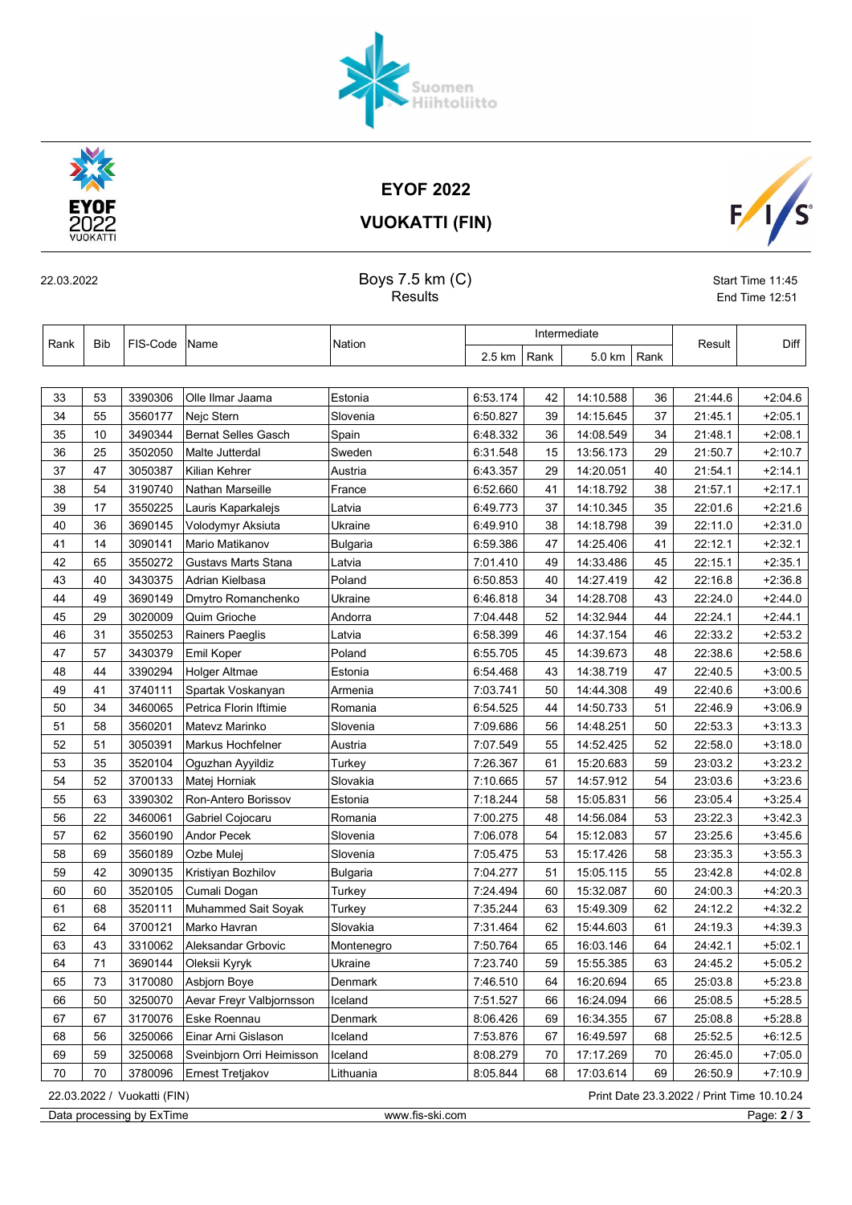# EYOF 2022

## VUOKATTI (FIN)

22.03.2022

### Boys 7.5 km (C)
Results

Start Time 11:45
End Time 12:51

| Rank | Bib | FIS-Code | Name | Nation | Intermediate | | | | Result | Diff |
|---|---|---|---|---|---|---|---|---|---|---|
| | | | | | 2.5 km | Rank | 5.0 km | Rank | | |
| 33 | 53 | 3390306 | Olle Ilmar Jaama | Estonia | 6:53.174 | 42 | 14:10.588 | 36 | 21:44.6 | +2:04.6 |
| 34 | 55 | 3560177 | Nejc Stern | Slovenia | 6:50.827 | 39 | 14:15.645 | 37 | 21:45.1 | +2:05.1 |
| 35 | 10 | 3490344 | Bernat Selles Gasch | Spain | 6:48.332 | 36 | 14:08.549 | 34 | 21:48.1 | +2:08.1 |
| 36 | 25 | 3502050 | Malte Jutterdal | Sweden | 6:31.548 | 15 | 13:56.173 | 29 | 21:50.7 | +2:10.7 |
| 37 | 47 | 3050387 | Kilian Kehrer | Austria | 6:43.357 | 29 | 14:20.051 | 40 | 21:54.1 | +2:14.1 |
| 38 | 54 | 3190740 | Nathan Marseille | France | 6:52.660 | 41 | 14:18.792 | 38 | 21:57.1 | +2:17.1 |
| 39 | 17 | 3550225 | Lauris Kaparkalejs | Latvia | 6:49.773 | 37 | 14:10.345 | 35 | 22:01.6 | +2:21.6 |
| 40 | 36 | 3690145 | Volodymyr Aksiuta | Ukraine | 6:49.910 | 38 | 14:18.798 | 39 | 22:11.0 | +2:31.0 |
| 41 | 14 | 3090141 | Mario Matikanov | Bulgaria | 6:59.386 | 47 | 14:25.406 | 41 | 22:12.1 | +2:32.1 |
| 42 | 65 | 3550272 | Gustavs Marts Stana | Latvia | 7:01.410 | 49 | 14:33.486 | 45 | 22:15.1 | +2:35.1 |
| 43 | 40 | 3430375 | Adrian Kielbasa | Poland | 6:50.853 | 40 | 14:27.419 | 42 | 22:16.8 | +2:36.8 |
| 44 | 49 | 3690149 | Dmytro Romanchenko | Ukraine | 6:46.818 | 34 | 14:28.708 | 43 | 22:24.0 | +2:44.0 |
| 45 | 29 | 3020009 | Quim Grioche | Andorra | 7:04.448 | 52 | 14:32.944 | 44 | 22:24.1 | +2:44.1 |
| 46 | 31 | 3550253 | Rainers Paeglis | Latvia | 6:58.399 | 46 | 14:37.154 | 46 | 22:33.2 | +2:53.2 |
| 47 | 57 | 3430379 | Emil Koper | Poland | 6:55.705 | 45 | 14:39.673 | 48 | 22:38.6 | +2:58.6 |
| 48 | 44 | 3390294 | Holger Altmae | Estonia | 6:54.468 | 43 | 14:38.719 | 47 | 22:40.5 | +3:00.5 |
| 49 | 41 | 3740111 | Spartak Voskanyan | Armenia | 7:03.741 | 50 | 14:44.308 | 49 | 22:40.6 | +3:00.6 |
| 50 | 34 | 3460065 | Petrica Florin Iftimie | Romania | 6:54.525 | 44 | 14:50.733 | 51 | 22:46.9 | +3:06.9 |
| 51 | 58 | 3560201 | Matevz Marinko | Slovenia | 7:09.686 | 56 | 14:48.251 | 50 | 22:53.3 | +3:13.3 |
| 52 | 51 | 3050391 | Markus Hochfelner | Austria | 7:07.549 | 55 | 14:52.425 | 52 | 22:58.0 | +3:18.0 |
| 53 | 35 | 3520104 | Oguzhan Ayyildiz | Turkey | 7:26.367 | 61 | 15:20.683 | 59 | 23:03.2 | +3:23.2 |
| 54 | 52 | 3700133 | Matej Horniak | Slovakia | 7:10.665 | 57 | 14:57.912 | 54 | 23:03.6 | +3:23.6 |
| 55 | 63 | 3390302 | Ron-Antero Borissov | Estonia | 7:18.244 | 58 | 15:05.831 | 56 | 23:05.4 | +3:25.4 |
| 56 | 22 | 3460061 | Gabriel Cojocaru | Romania | 7:00.275 | 48 | 14:56.084 | 53 | 23:22.3 | +3:42.3 |
| 57 | 62 | 3560190 | Andor Pecek | Slovenia | 7:06.078 | 54 | 15:12.083 | 57 | 23:25.6 | +3:45.6 |
| 58 | 69 | 3560189 | Ozbe Mulej | Slovenia | 7:05.475 | 53 | 15:17.426 | 58 | 23:35.3 | +3:55.3 |
| 59 | 42 | 3090135 | Kristiyan Bozhilov | Bulgaria | 7:04.277 | 51 | 15:05.115 | 55 | 23:42.8 | +4:02.8 |
| 60 | 60 | 3520105 | Cumali Dogan | Turkey | 7:24.494 | 60 | 15:32.087 | 60 | 24:00.3 | +4:20.3 |
| 61 | 68 | 3520111 | Muhammed Sait Soyak | Turkey | 7:35.244 | 63 | 15:49.309 | 62 | 24:12.2 | +4:32.2 |
| 62 | 64 | 3700121 | Marko Havran | Slovakia | 7:31.464 | 62 | 15:44.603 | 61 | 24:19.3 | +4:39.3 |
| 63 | 43 | 3310062 | Aleksandar Grbovic | Montenegro | 7:50.764 | 65 | 16:03.146 | 64 | 24:42.1 | +5:02.1 |
| 64 | 71 | 3690144 | Oleksii Kyryk | Ukraine | 7:23.740 | 59 | 15:55.385 | 63 | 24:45.2 | +5:05.2 |
| 65 | 73 | 3170080 | Asbjorn Boye | Denmark | 7:46.510 | 64 | 16:20.694 | 65 | 25:03.8 | +5:23.8 |
| 66 | 50 | 3250070 | Aevar Freyr Valbjornsson | Iceland | 7:51.527 | 66 | 16:24.094 | 66 | 25:08.5 | +5:28.5 |
| 67 | 67 | 3170076 | Eske Roennau | Denmark | 8:06.426 | 69 | 16:34.355 | 67 | 25:08.8 | +5:28.8 |
| 68 | 56 | 3250066 | Einar Arni Gislason | Iceland | 7:53.876 | 67 | 16:49.597 | 68 | 25:52.5 | +6:12.5 |
| 69 | 59 | 3250068 | Sveinbjorn Orri Heimisson | Iceland | 8:08.279 | 70 | 17:17.269 | 70 | 26:45.0 | +7:05.0 |
| 70 | 70 | 3780096 | Ernest Tretjakov | Lithuania | 8:05.844 | 68 | 17:03.614 | 69 | 26:50.9 | +7:10.9 |

22.03.2022 / Vuokatti (FIN) — Print Date 23.3.2022 / Print Time 10.10.24

Data processing by ExTime — www.fis-ski.com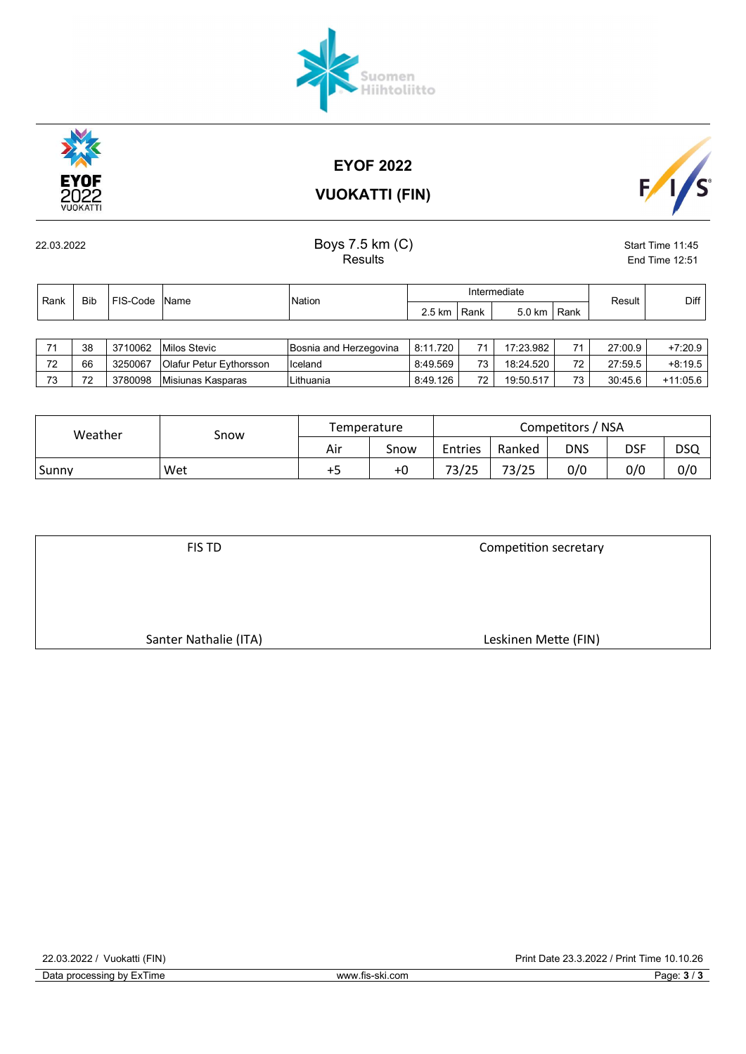# EYOF 2022

## VUOKATTI (FIN)

22.03.2022

### Boys 7.5 km (C)

Results

Start Time 11:45
End Time 12:51

| Rank | Bib | FIS-Code | Name | Nation | Intermediate 2.5 km | Rank | Intermediate 5.0 km | Rank | Result | Diff |
|---|---|---|---|---|---|---|---|---|---|---|
| 71 | 38 | 3710062 | Milos Stevic | Bosnia and Herzegovina | 8:11.720 | 71 | 17:23.982 | 71 | 27:00.9 | +7:20.9 |
| 72 | 66 | 3250067 | Olafur Petur Eythorsson | Iceland | 8:49.569 | 73 | 18:24.520 | 72 | 27:59.5 | +8:19.5 |
| 73 | 72 | 3780098 | Misiunas Kasparas | Lithuania | 8:49.126 | 72 | 19:50.517 | 73 | 30:45.6 | +11:05.6 |

| Weather | Snow | Temperature | | Competitors / NSA | | | | |
|---|---|---|---|---|---|---|---|---|
| | | Air | Snow | Entries | Ranked | DNS | DSF | DSQ |
| Sunny | Wet | +5 | +0 | 73/25 | 73/25 | 0/0 | 0/0 | 0/0 |

| FIS TD | Competition secretary |
|---|---|
| Santer Nathalie (ITA) | Leskinen Mette (FIN) |

22.03.2022 / Vuokatti (FIN)

Print Date 23.3.2022 / Print Time 10.10.26

Data processing by ExTime

www.fis-ski.com